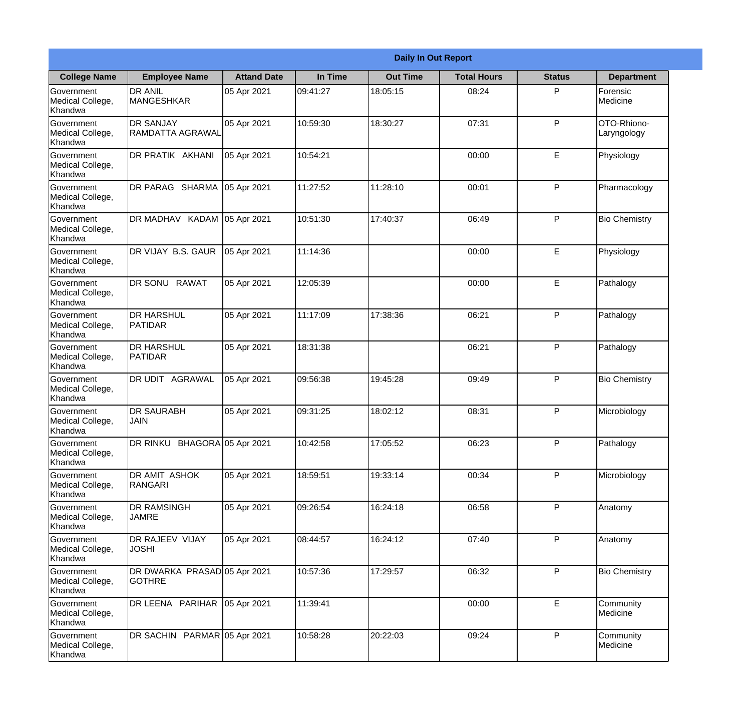**Daily In Out Report**

| College Name | Employee Name | Attand Date | In Time | Out Time | Total Hours | Status | Department |
|---|---|---|---|---|---|---|---|
| Government Medical College, Khandwa | DR ANIL MANGESHKAR | 05 Apr 2021 | 09:41:27 | 18:05:15 | 08:24 | P | Forensic Medicine |
| Government Medical College, Khandwa | DR SANJAY RAMDATTA AGRAWAL | 05 Apr 2021 | 10:59:30 | 18:30:27 | 07:31 | P | OTO-Rhiono-Laryngology |
| Government Medical College, Khandwa | DR PRATIK AKHANI | 05 Apr 2021 | 10:54:21 | | 00:00 | E | Physiology |
| Government Medical College, Khandwa | DR PARAG SHARMA | 05 Apr 2021 | 11:27:52 | 11:28:10 | 00:01 | P | Pharmacology |
| Government Medical College, Khandwa | DR MADHAV KADAM | 05 Apr 2021 | 10:51:30 | 17:40:37 | 06:49 | P | Bio Chemistry |
| Government Medical College, Khandwa | DR VIJAY B.S. GAUR | 05 Apr 2021 | 11:14:36 | | 00:00 | E | Physiology |
| Government Medical College, Khandwa | DR SONU RAWAT | 05 Apr 2021 | 12:05:39 | | 00:00 | E | Pathalogy |
| Government Medical College, Khandwa | DR HARSHUL PATIDAR | 05 Apr 2021 | 11:17:09 | 17:38:36 | 06:21 | P | Pathalogy |
| Government Medical College, Khandwa | DR HARSHUL PATIDAR | 05 Apr 2021 | 18:31:38 | | 06:21 | P | Pathalogy |
| Government Medical College, Khandwa | DR UDIT AGRAWAL | 05 Apr 2021 | 09:56:38 | 19:45:28 | 09:49 | P | Bio Chemistry |
| Government Medical College, Khandwa | DR SAURABH JAIN | 05 Apr 2021 | 09:31:25 | 18:02:12 | 08:31 | P | Microbiology |
| Government Medical College, Khandwa | DR RINKU BHAGORA | 05 Apr 2021 | 10:42:58 | 17:05:52 | 06:23 | P | Pathalogy |
| Government Medical College, Khandwa | DR AMIT ASHOK RANGARI | 05 Apr 2021 | 18:59:51 | 19:33:14 | 00:34 | P | Microbiology |
| Government Medical College, Khandwa | DR RAMSINGH JAMRE | 05 Apr 2021 | 09:26:54 | 16:24:18 | 06:58 | P | Anatomy |
| Government Medical College, Khandwa | DR RAJEEV VIJAY JOSHI | 05 Apr 2021 | 08:44:57 | 16:24:12 | 07:40 | P | Anatomy |
| Government Medical College, Khandwa | DR DWARKA PRASAD GOTHRE | 05 Apr 2021 | 10:57:36 | 17:29:57 | 06:32 | P | Bio Chemistry |
| Government Medical College, Khandwa | DR LEENA PARIHAR | 05 Apr 2021 | 11:39:41 | | 00:00 | E | Community Medicine |
| Government Medical College, Khandwa | DR SACHIN PARMAR | 05 Apr 2021 | 10:58:28 | 20:22:03 | 09:24 | P | Community Medicine |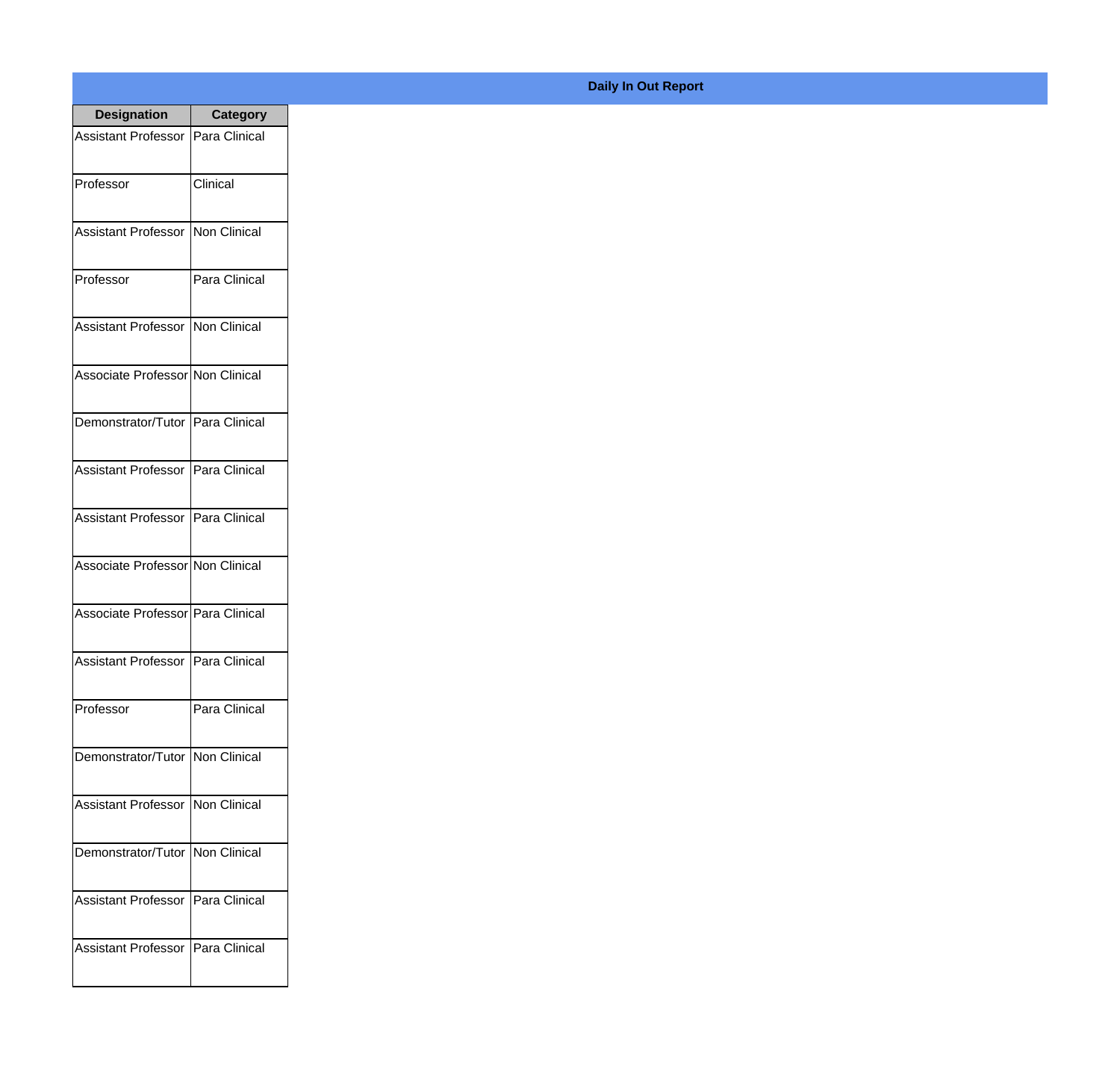**Daily In Out Report**

| Designation | Category |
|---|---|
| Assistant Professor | Para Clinical |
| Professor | Clinical |
| Assistant Professor | Non Clinical |
| Professor | Para Clinical |
| Assistant Professor | Non Clinical |
| Associate Professor | Non Clinical |
| Demonstrator/Tutor | Para Clinical |
| Assistant Professor | Para Clinical |
| Assistant Professor | Para Clinical |
| Associate Professor | Non Clinical |
| Associate Professor | Para Clinical |
| Assistant Professor | Para Clinical |
| Professor | Para Clinical |
| Demonstrator/Tutor | Non Clinical |
| Assistant Professor | Non Clinical |
| Demonstrator/Tutor | Non Clinical |
| Assistant Professor | Para Clinical |
| Assistant Professor | Para Clinical |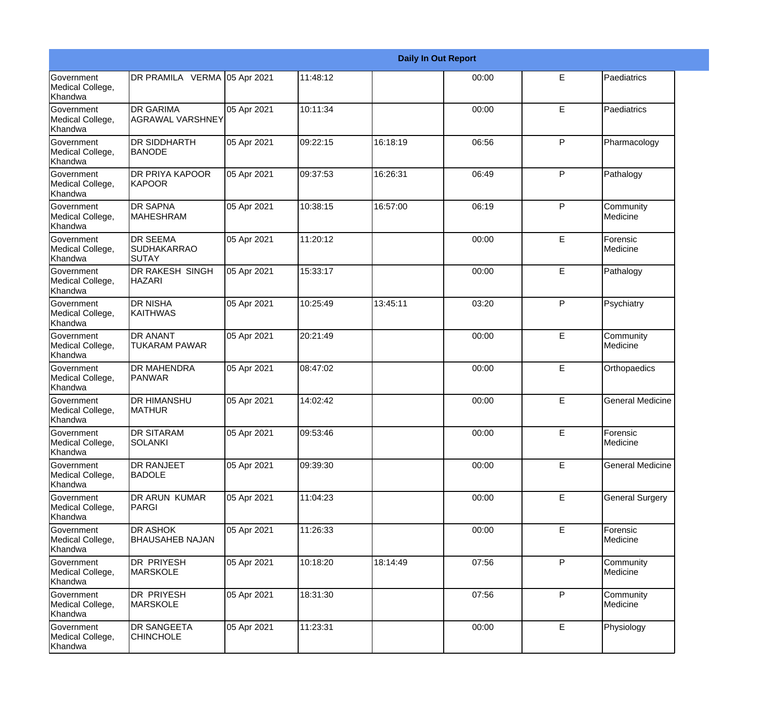| Daily In Out Report | | | | | | | |
|---|---|---|---|---|---|---|---|
| Government Medical College, Khandwa | DR PRAMILA VERMA | 05 Apr 2021 | 11:48:12 | | 00:00 | E | Paediatrics |
| Government Medical College, Khandwa | DR GARIMA AGRAWAL VARSHNEY | 05 Apr 2021 | 10:11:34 | | 00:00 | E | Paediatrics |
| Government Medical College, Khandwa | DR SIDDHARTH BANODE | 05 Apr 2021 | 09:22:15 | 16:18:19 | 06:56 | P | Pharmacology |
| Government Medical College, Khandwa | DR PRIYA KAPOOR KAPOOR | 05 Apr 2021 | 09:37:53 | 16:26:31 | 06:49 | P | Pathalogy |
| Government Medical College, Khandwa | DR SAPNA MAHESHRAM | 05 Apr 2021 | 10:38:15 | 16:57:00 | 06:19 | P | Community Medicine |
| Government Medical College, Khandwa | DR SEEMA SUDHAKARRAO SUTAY | 05 Apr 2021 | 11:20:12 | | 00:00 | E | Forensic Medicine |
| Government Medical College, Khandwa | DR RAKESH SINGH HAZARI | 05 Apr 2021 | 15:33:17 | | 00:00 | E | Pathalogy |
| Government Medical College, Khandwa | DR NISHA KAITHWAS | 05 Apr 2021 | 10:25:49 | 13:45:11 | 03:20 | P | Psychiatry |
| Government Medical College, Khandwa | DR ANANT TUKARAM PAWAR | 05 Apr 2021 | 20:21:49 | | 00:00 | E | Community Medicine |
| Government Medical College, Khandwa | DR MAHENDRA PANWAR | 05 Apr 2021 | 08:47:02 | | 00:00 | E | Orthopaedics |
| Government Medical College, Khandwa | DR HIMANSHU MATHUR | 05 Apr 2021 | 14:02:42 | | 00:00 | E | General Medicine |
| Government Medical College, Khandwa | DR SITARAM SOLANKI | 05 Apr 2021 | 09:53:46 | | 00:00 | E | Forensic Medicine |
| Government Medical College, Khandwa | DR RANJEET BADOLE | 05 Apr 2021 | 09:39:30 | | 00:00 | E | General Medicine |
| Government Medical College, Khandwa | DR ARUN KUMAR PARGI | 05 Apr 2021 | 11:04:23 | | 00:00 | E | General Surgery |
| Government Medical College, Khandwa | DR ASHOK BHAUSAHEB NAJAN | 05 Apr 2021 | 11:26:33 | | 00:00 | E | Forensic Medicine |
| Government Medical College, Khandwa | DR PRIYESH MARSKOLE | 05 Apr 2021 | 10:18:20 | 18:14:49 | 07:56 | P | Community Medicine |
| Government Medical College, Khandwa | DR PRIYESH MARSKOLE | 05 Apr 2021 | 18:31:30 | | 07:56 | P | Community Medicine |
| Government Medical College, Khandwa | DR SANGEETA CHINCHOLE | 05 Apr 2021 | 11:23:31 | | 00:00 | E | Physiology |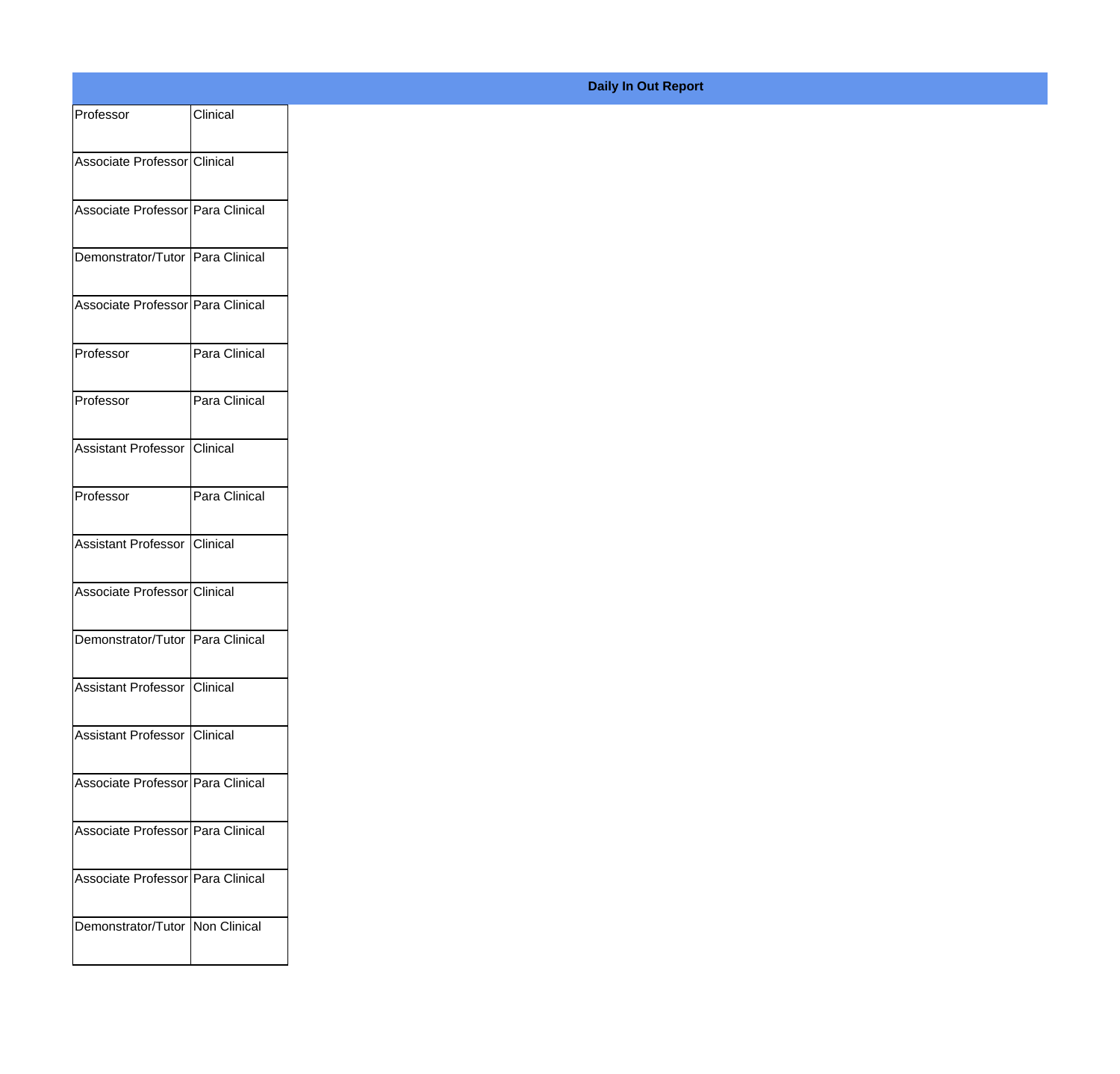**Daily In Out Report**

| | |
|---|---|
| Professor | Clinical |
| Associate Professor | Clinical |
| Associate Professor | Para Clinical |
| Demonstrator/Tutor | Para Clinical |
| Associate Professor | Para Clinical |
| Professor | Para Clinical |
| Professor | Para Clinical |
| Assistant Professor | Clinical |
| Professor | Para Clinical |
| Assistant Professor | Clinical |
| Associate Professor | Clinical |
| Demonstrator/Tutor | Para Clinical |
| Assistant Professor | Clinical |
| Assistant Professor | Clinical |
| Associate Professor | Para Clinical |
| Associate Professor | Para Clinical |
| Associate Professor | Para Clinical |
| Demonstrator/Tutor | Non Clinical |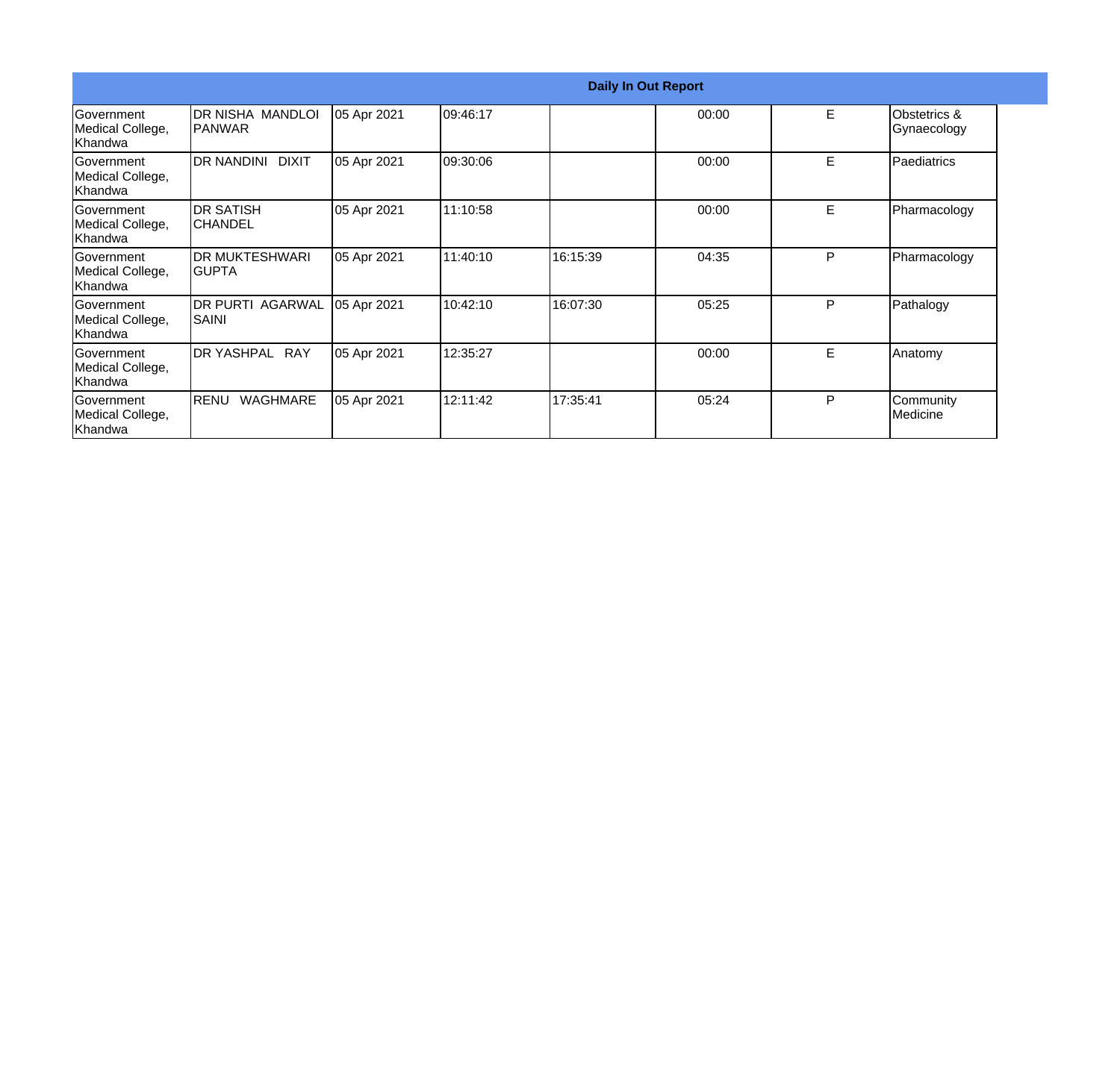| Daily In Out Report | | | | | | | |
|---|---|---|---|---|---|---|---|
| Government Medical College, Khandwa | DR NISHA MANDLOI PANWAR | 05 Apr 2021 | 09:46:17 | | 00:00 | E | Obstetrics & Gynaecology |
| Government Medical College, Khandwa | DR NANDINI DIXIT | 05 Apr 2021 | 09:30:06 | | 00:00 | E | Paediatrics |
| Government Medical College, Khandwa | DR SATISH CHANDEL | 05 Apr 2021 | 11:10:58 | | 00:00 | E | Pharmacology |
| Government Medical College, Khandwa | DR MUKTESHWARI GUPTA | 05 Apr 2021 | 11:40:10 | 16:15:39 | 04:35 | P | Pharmacology |
| Government Medical College, Khandwa | DR PURTI AGARWAL SAINI | 05 Apr 2021 | 10:42:10 | 16:07:30 | 05:25 | P | Pathalogy |
| Government Medical College, Khandwa | DR YASHPAL RAY | 05 Apr 2021 | 12:35:27 | | 00:00 | E | Anatomy |
| Government Medical College, Khandwa | RENU WAGHMARE | 05 Apr 2021 | 12:11:42 | 17:35:41 | 05:24 | P | Community Medicine |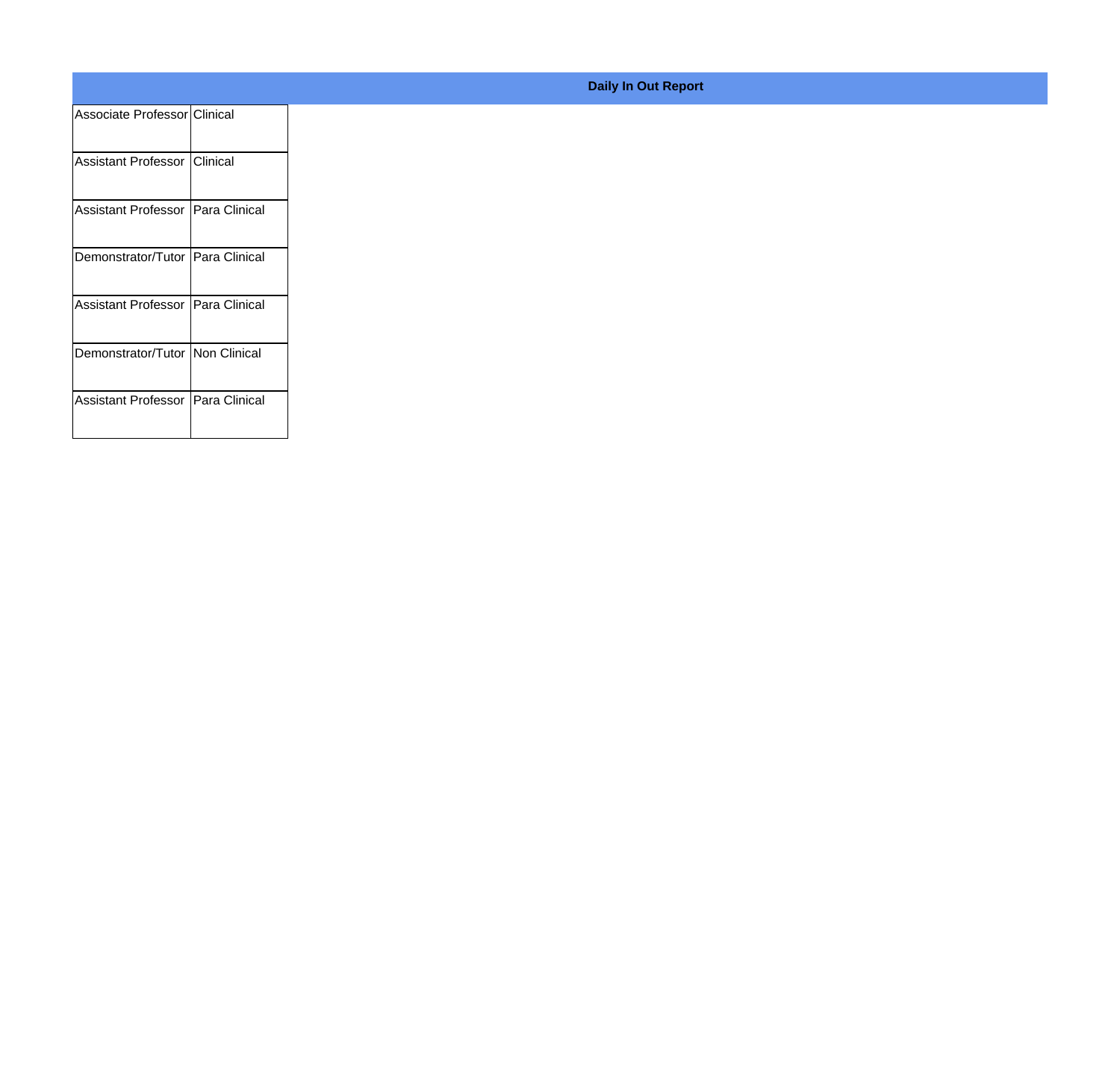**Daily In Out Report**

| | |
|---|---|
| Associate Professor | Clinical |
| Assistant Professor | Clinical |
| Assistant Professor | Para Clinical |
| Demonstrator/Tutor | Para Clinical |
| Assistant Professor | Para Clinical |
| Demonstrator/Tutor | Non Clinical |
| Assistant Professor | Para Clinical |